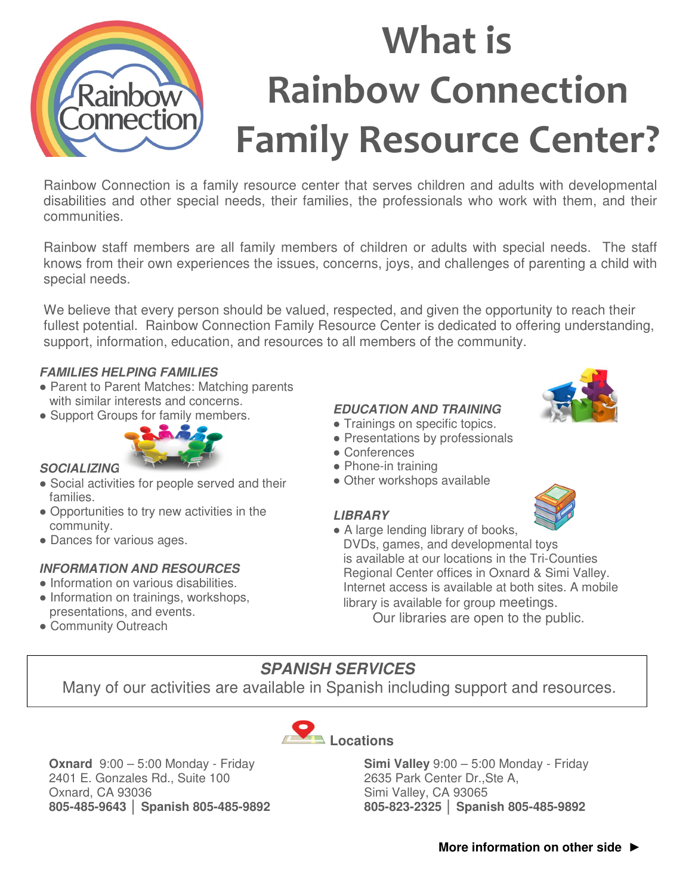# What is Rainbow Connection Family Resource Center?

Rainbow Connection is a family resource center that serves children and adults with developmental disabilities and other special needs, their families, the professionals who work with them, and their communities.

Rainbow staff members are all family members of children or adults with special needs. The staff knows from their own experiences the issues, concerns, joys, and challenges of parenting a child with special needs.

We believe that every person should be valued, respected, and given the opportunity to reach their fullest potential. Rainbow Connection Family Resource Center is dedicated to offering understanding, support, information, education, and resources to all members of the community.

### *FAMILIES HELPING FAMILIES*

- Parent to Parent Matches: Matching parents with similar interests and concerns.
- Support Groups for family members.

### *SOCIALIZING*

- Social activities for people served and their families.
- Opportunities to try new activities in the community.
- Dances for various ages.

### *INFORMATION AND RESOURCES*

- Information on various disabilities.
- Information on trainings, workshops, presentations, and events.
- Community Outreach

### *EDUCATION AND TRAINING*

- Trainings on specific topics.
- Presentations by professionals
- Conferences
- Phone-in training
- Other workshops available

### *LIBRARY*

- A large lending library of books, DVDs, games, and developmental toys is available at our locations in the Tri-Counties Regional Center offices in Oxnard & Simi Valley. Internet access is available at both sites. A mobile library is available for group meetings.

Our libraries are open to the public.

### *SPANISH SERVICES*

Many of our activities are available in Spanish including support and resources.

## Locations

**Oxnard** 9:00 – 5:00 Monday - Friday
2401 E. Gonzales Rd., Suite 100
Oxnard, CA 93036
**805-485-9643 | Spanish 805-485-9892**

**Simi Valley** 9:00 – 5:00 Monday - Friday
2635 Park Center Dr.,Ste A,
Simi Valley, CA 93065
**805-823-2325 | Spanish 805-485-9892**

**More information on other side ►**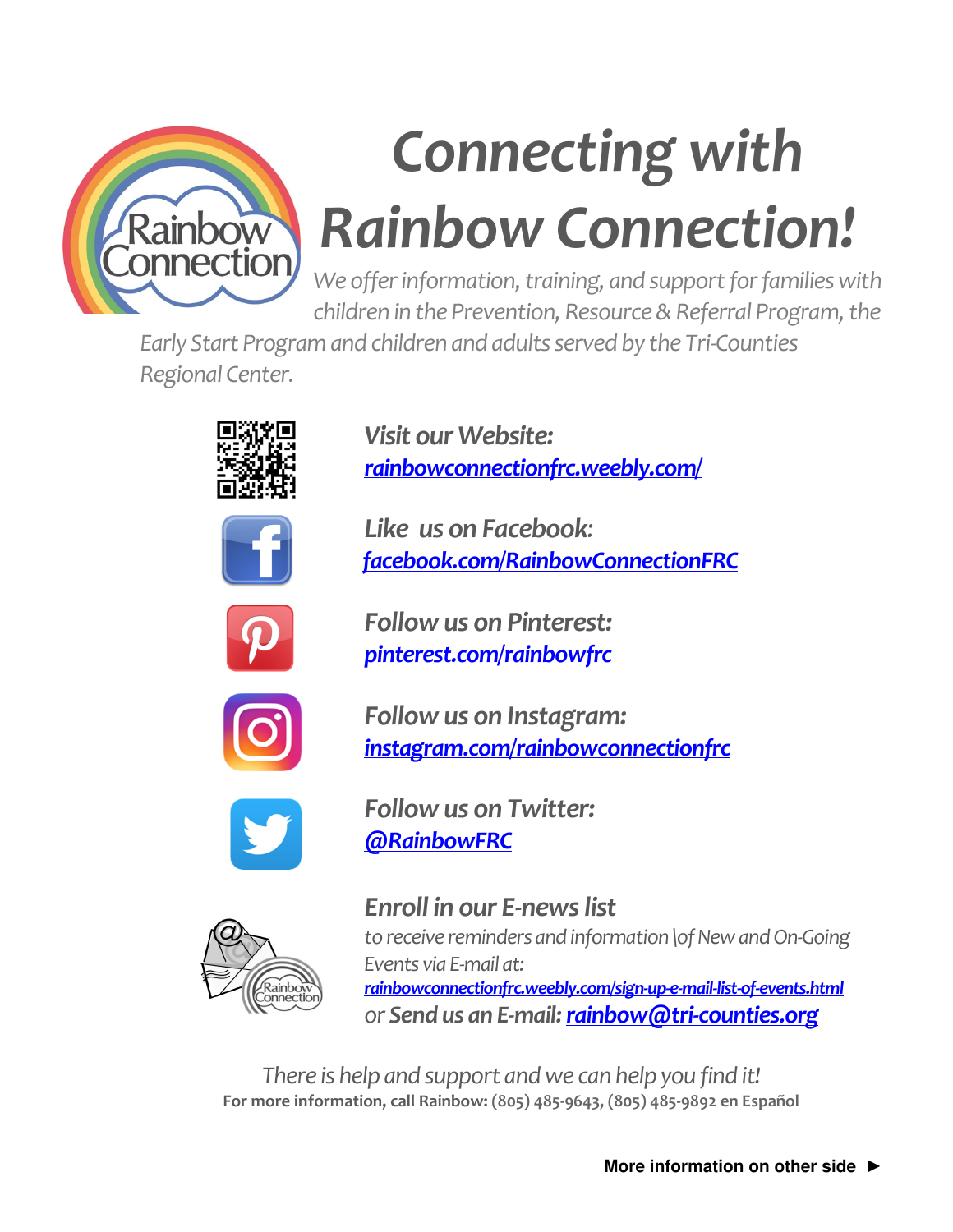# *Connecting with Rainbow Connection!*

*We offer information, training, and support for families with children in the Prevention, Resource & Referral Program, the Early Start Program and children and adults served by the Tri-Counties Regional Center.*

***Visit our Website:***
*[rainbowconnectionfrc.weebly.com/](rainbowconnectionfrc.weebly.com/)*

***Like us on Facebook:***
*[facebook.com/RainbowConnectionFRC](facebook.com/RainbowConnectionFRC)*

***Follow us on Pinterest:***
*[pinterest.com/rainbowfrc](pinterest.com/rainbowfrc)*

***Follow us on Instagram:***
*[instagram.com/rainbowconnectionfrc](instagram.com/rainbowconnectionfrc)*

***Follow us on Twitter:***
*@RainbowFRC*

***Enroll in our E-news list***
*to receive reminders and information \of New and On-Going Events via E-mail at:*
*[rainbowconnectionfrc.weebly.com/sign-up-e-mail-list-of-events.html](rainbowconnectionfrc.weebly.com/sign-up-e-mail-list-of-events.html)*
*or **Send us an E-mail:** rainbow@tri-counties.org*

*There is help and support and we can help you find it!*
**For more information, call Rainbow: (805) 485-9643, (805) 485-9892 en Español**

**More information on other side ►**